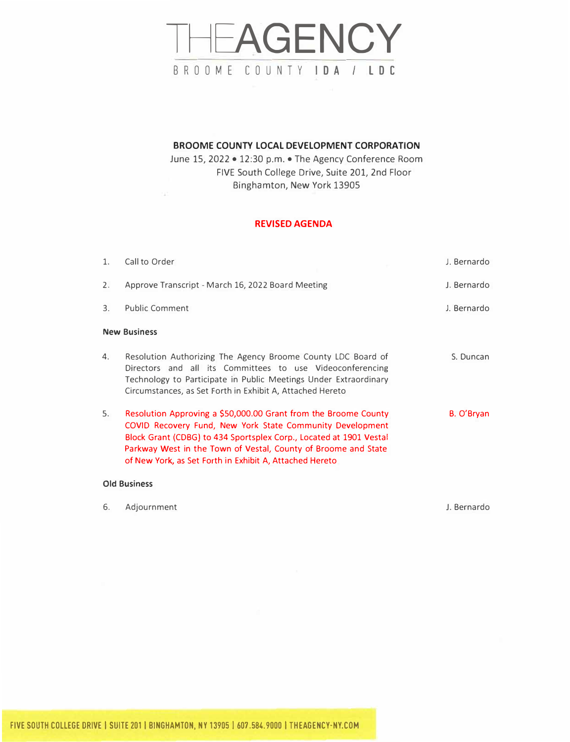# THEAGENCY

BROOME COUNTY **IDA / LDC**

**BROOME COUNTY LOCAL DEVELOPMENT CORPORATION**

June 15, 2022 • 12:30 p.m. • The Agency Conference Room
FIVE South College Drive, Suite 201, 2nd Floor
Binghamton, New York 13905

**REVISED AGENDA**

| | | |
|---|---|---|
| 1. | Call to Order | J. Bernardo |
| 2. | Approve Transcript - March 16, 2022 Board Meeting | J. Bernardo |
| 3. | Public Comment | J. Bernardo |

**New Business**

| | | |
|---|---|---|
| 4. | Resolution Authorizing The Agency Broome County LDC Board of Directors and all its Committees to use Videoconferencing Technology to Participate in Public Meetings Under Extraordinary Circumstances, as Set Forth in Exhibit A, Attached Hereto | S. Duncan |
| 5. | Resolution Approving a $50,000.00 Grant from the Broome County COVID Recovery Fund, New York State Community Development Block Grant (CDBG) to 434 Sportsplex Corp., Located at 1901 Vestal Parkway West in the Town of Vestal, County of Broome and State of New York, as Set Forth in Exhibit A, Attached Hereto | B. O'Bryan |

**Old Business**

| | | |
|---|---|---|
| 6. | Adjournment | J. Bernardo |

FIVE SOUTH COLLEGE DRIVE | SUITE 201 | BINGHAMTON, NY 13905 | 607.584.9000 | THEAGENCY-NY.COM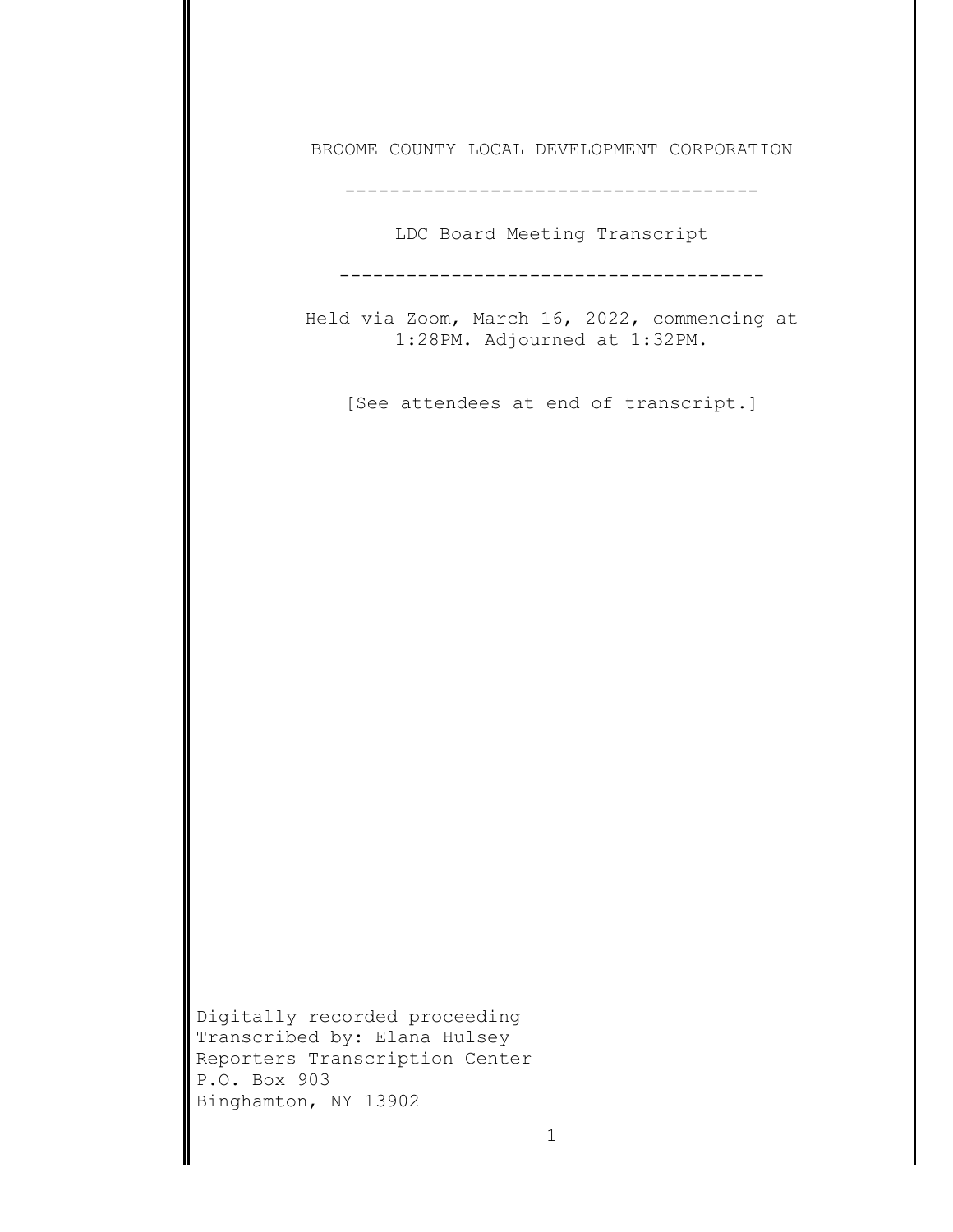BROOME COUNTY LOCAL DEVELOPMENT CORPORATION

-------------------------------------

LDC Board Meeting Transcript

--------------------------------------

Held via Zoom, March 16, 2022, commencing at 1:28PM. Adjourned at 1:32PM.

[See attendees at end of transcript.]

Digitally recorded proceeding
Transcribed by: Elana Hulsey
Reporters Transcription Center
P.O. Box 903
Binghamton, NY 13902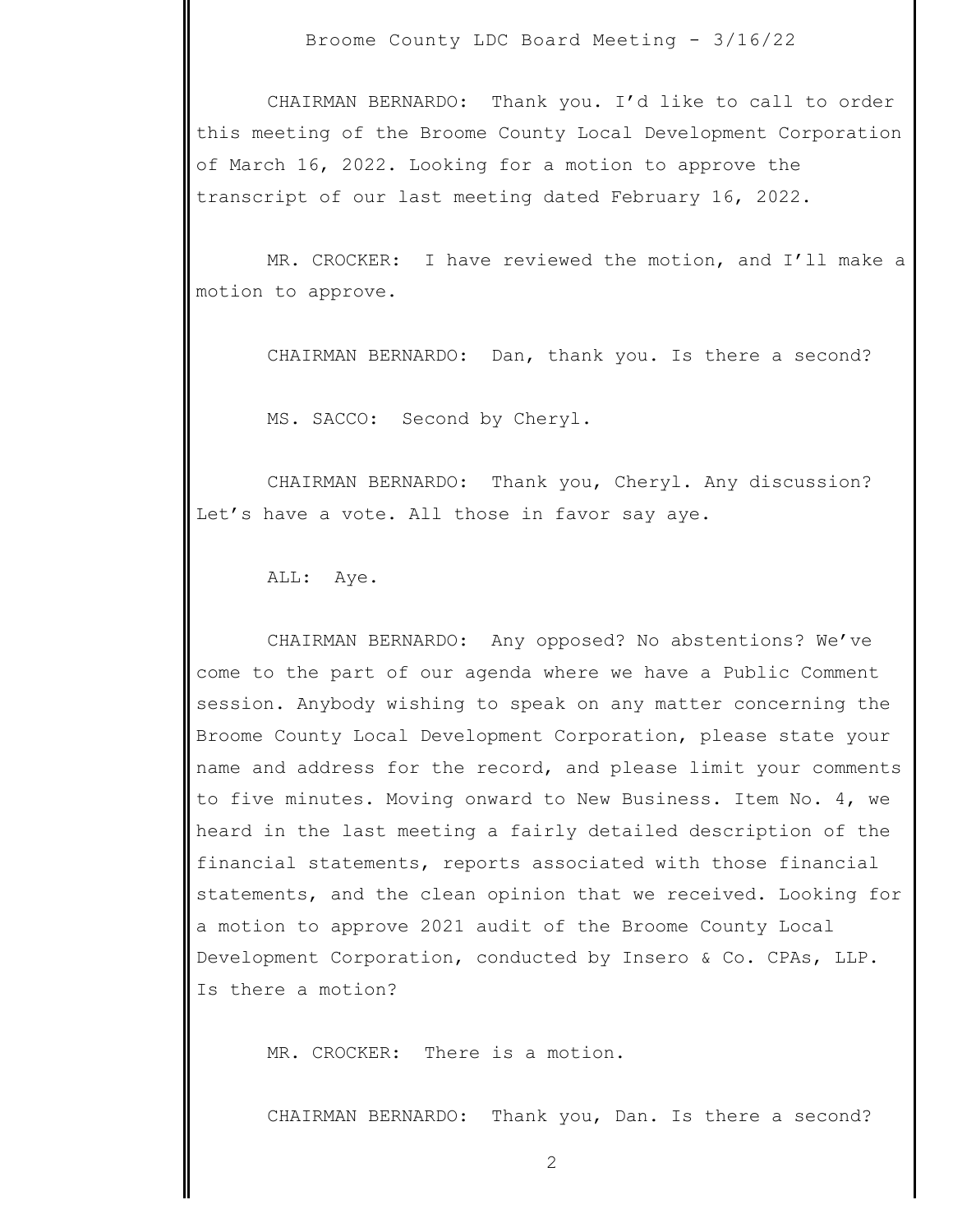CHAIRMAN BERNARDO: Thank you. I'd like to call to order this meeting of the Broome County Local Development Corporation of March 16, 2022. Looking for a motion to approve the transcript of our last meeting dated February 16, 2022.

MR. CROCKER: I have reviewed the motion, and I'll make a motion to approve.

CHAIRMAN BERNARDO: Dan, thank you. Is there a second?

MS. SACCO: Second by Cheryl.

CHAIRMAN BERNARDO: Thank you, Cheryl. Any discussion? Let's have a vote. All those in favor say aye.

ALL: Aye.

CHAIRMAN BERNARDO: Any opposed? No abstentions? We've come to the part of our agenda where we have a Public Comment session. Anybody wishing to speak on any matter concerning the Broome County Local Development Corporation, please state your name and address for the record, and please limit your comments to five minutes. Moving onward to New Business. Item No. 4, we heard in the last meeting a fairly detailed description of the financial statements, reports associated with those financial statements, and the clean opinion that we received. Looking for a motion to approve 2021 audit of the Broome County Local Development Corporation, conducted by Insero & Co. CPAs, LLP. Is there a motion?

MR. CROCKER: There is a motion.

CHAIRMAN BERNARDO: Thank you, Dan. Is there a second?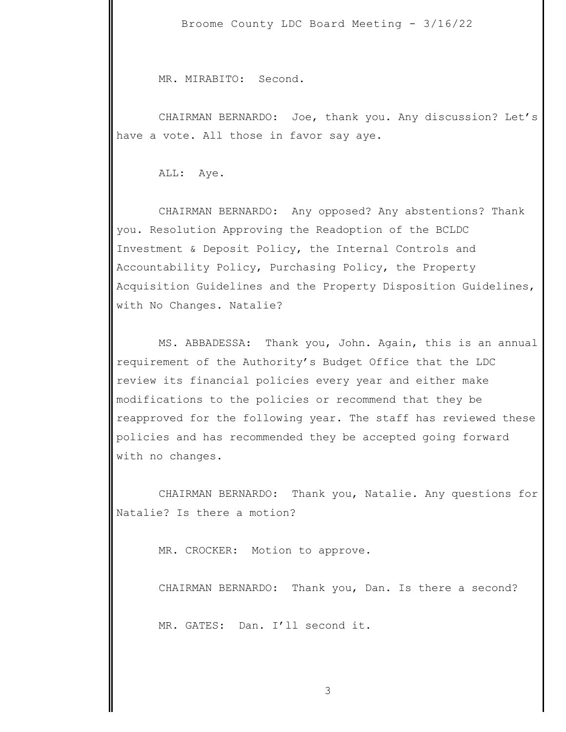MR. MIRABITO: Second.

CHAIRMAN BERNARDO: Joe, thank you. Any discussion? Let's have a vote. All those in favor say aye.

ALL: Aye.

CHAIRMAN BERNARDO: Any opposed? Any abstentions? Thank you. Resolution Approving the Readoption of the BCLDC Investment & Deposit Policy, the Internal Controls and Accountability Policy, Purchasing Policy, the Property Acquisition Guidelines and the Property Disposition Guidelines, with No Changes. Natalie?

MS. ABBADESSA: Thank you, John. Again, this is an annual requirement of the Authority's Budget Office that the LDC review its financial policies every year and either make modifications to the policies or recommend that they be reapproved for the following year. The staff has reviewed these policies and has recommended they be accepted going forward with no changes.

CHAIRMAN BERNARDO: Thank you, Natalie. Any questions for Natalie? Is there a motion?

MR. CROCKER: Motion to approve.

CHAIRMAN BERNARDO: Thank you, Dan. Is there a second?

MR. GATES: Dan. I'll second it.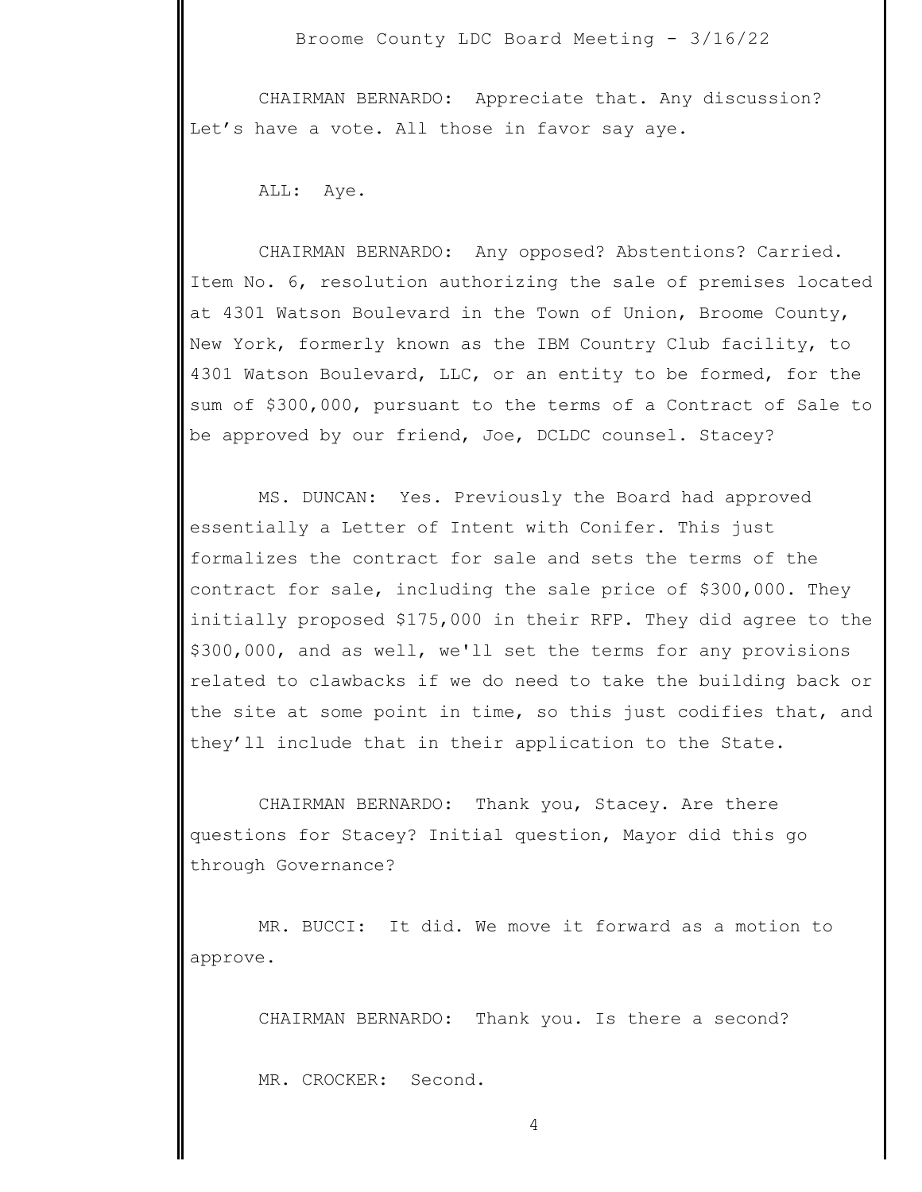CHAIRMAN BERNARDO: Appreciate that. Any discussion? Let's have a vote. All those in favor say aye.

ALL: Aye.

CHAIRMAN BERNARDO: Any opposed? Abstentions? Carried. Item No. 6, resolution authorizing the sale of premises located at 4301 Watson Boulevard in the Town of Union, Broome County, New York, formerly known as the IBM Country Club facility, to 4301 Watson Boulevard, LLC, or an entity to be formed, for the sum of $300,000, pursuant to the terms of a Contract of Sale to be approved by our friend, Joe, DCLDC counsel. Stacey?

MS. DUNCAN: Yes. Previously the Board had approved essentially a Letter of Intent with Conifer. This just formalizes the contract for sale and sets the terms of the contract for sale, including the sale price of $300,000. They initially proposed $175,000 in their RFP. They did agree to the $300,000, and as well, we'll set the terms for any provisions related to clawbacks if we do need to take the building back or the site at some point in time, so this just codifies that, and they'll include that in their application to the State.

CHAIRMAN BERNARDO: Thank you, Stacey. Are there questions for Stacey? Initial question, Mayor did this go through Governance?

MR. BUCCI: It did. We move it forward as a motion to approve.

CHAIRMAN BERNARDO: Thank you. Is there a second?

MR. CROCKER: Second.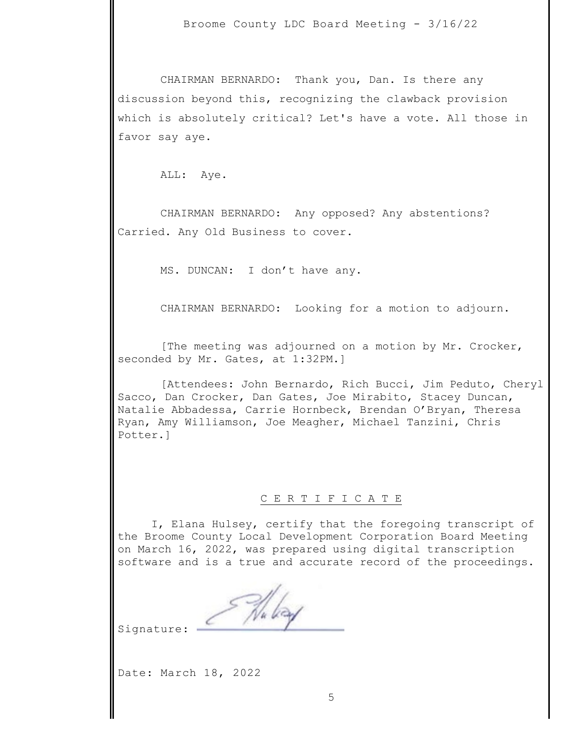CHAIRMAN BERNARDO: Thank you, Dan. Is there any discussion beyond this, recognizing the clawback provision which is absolutely critical? Let's have a vote. All those in favor say aye.

ALL: Aye.

CHAIRMAN BERNARDO: Any opposed? Any abstentions? Carried. Any Old Business to cover.

MS. DUNCAN: I don't have any.

CHAIRMAN BERNARDO: Looking for a motion to adjourn.

[The meeting was adjourned on a motion by Mr. Crocker, seconded by Mr. Gates, at 1:32PM.]

[Attendees: John Bernardo, Rich Bucci, Jim Peduto, Cheryl Sacco, Dan Crocker, Dan Gates, Joe Mirabito, Stacey Duncan, Natalie Abbadessa, Carrie Hornbeck, Brendan O'Bryan, Theresa Ryan, Amy Williamson, Joe Meagher, Michael Tanzini, Chris Potter.]

## C E R T I F I C A T E

I, Elana Hulsey, certify that the foregoing transcript of the Broome County Local Development Corporation Board Meeting on March 16, 2022, was prepared using digital transcription software and is a true and accurate record of the proceedings.

Signature: ____________________

Date: March 18, 2022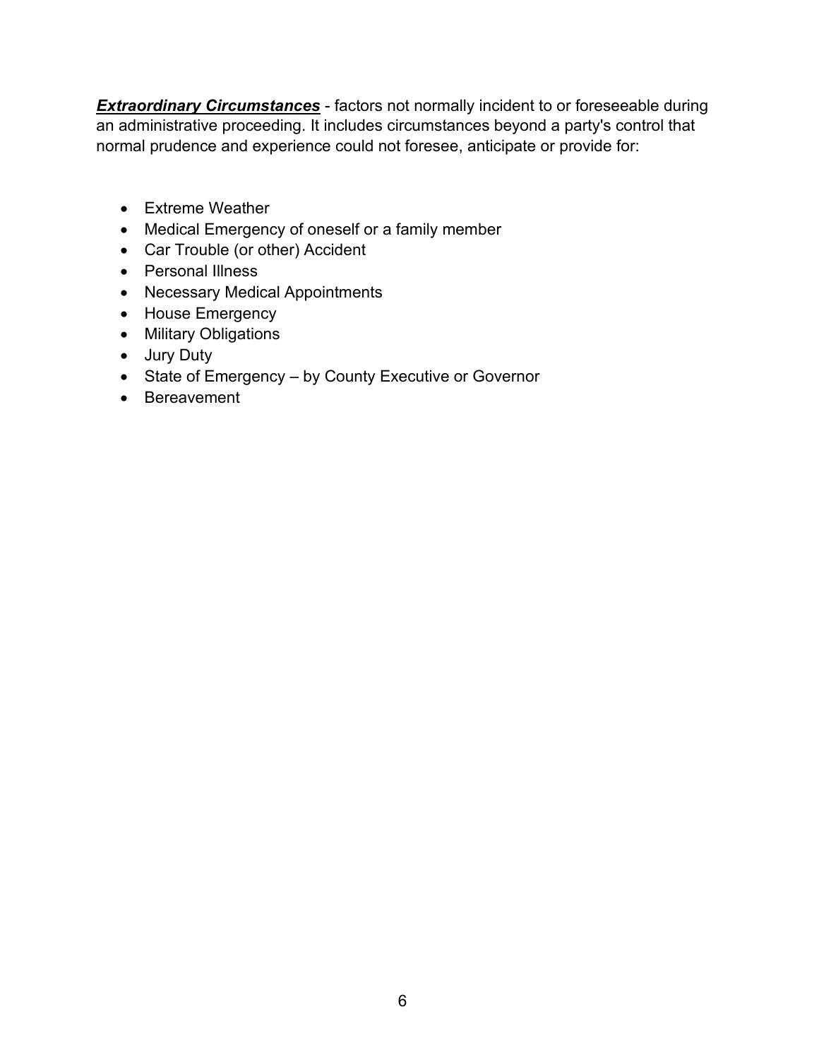***Extraordinary Circumstances*** - factors not normally incident to or foreseeable during an administrative proceeding. It includes circumstances beyond a party's control that normal prudence and experience could not foresee, anticipate or provide for:

- Extreme Weather
- Medical Emergency of oneself or a family member
- Car Trouble (or other) Accident
- Personal Illness
- Necessary Medical Appointments
- House Emergency
- Military Obligations
- Jury Duty
- State of Emergency – by County Executive or Governor
- Bereavement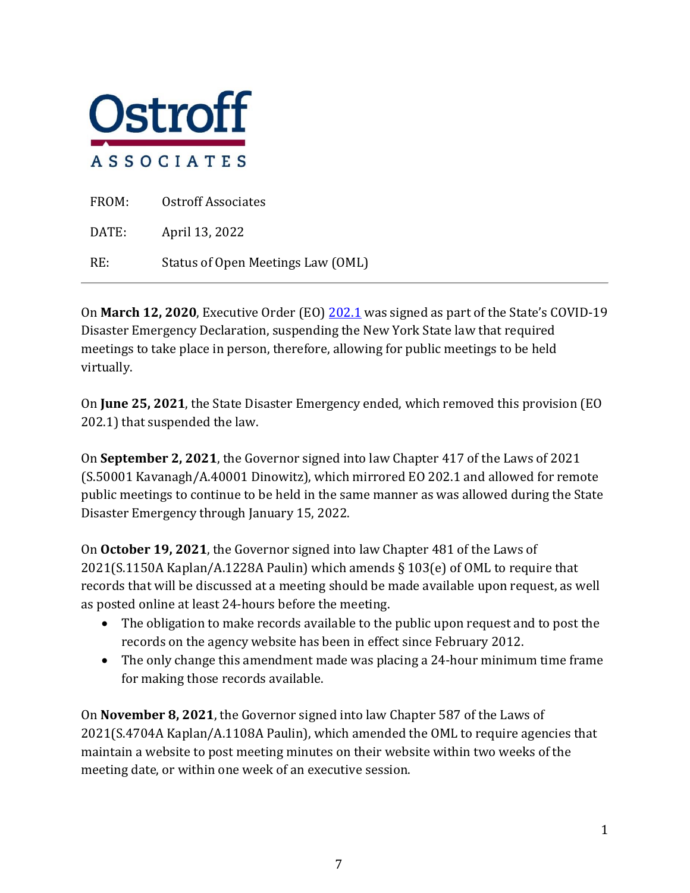Ostroff

ASSOCIATES

| | |
|---|---|
| FROM: | Ostroff Associates |
| DATE: | April 13, 2022 |
| RE: | Status of Open Meetings Law (OML) |

On **March 12, 2020**, Executive Order (EO) [202.1](202.1) was signed as part of the State's COVID-19 Disaster Emergency Declaration, suspending the New York State law that required meetings to take place in person, therefore, allowing for public meetings to be held virtually.

On **June 25, 2021**, the State Disaster Emergency ended, which removed this provision (EO 202.1) that suspended the law.

On **September 2, 2021**, the Governor signed into law Chapter 417 of the Laws of 2021 (S.50001 Kavanagh/A.40001 Dinowitz), which mirrored EO 202.1 and allowed for remote public meetings to continue to be held in the same manner as was allowed during the State Disaster Emergency through January 15, 2022.

On **October 19, 2021**, the Governor signed into law Chapter 481 of the Laws of 2021(S.1150A Kaplan/A.1228A Paulin) which amends § 103(e) of OML to require that records that will be discussed at a meeting should be made available upon request, as well as posted online at least 24-hours before the meeting.

- The obligation to make records available to the public upon request and to post the records on the agency website has been in effect since February 2012.
- The only change this amendment made was placing a 24-hour minimum time frame for making those records available.

On **November 8, 2021**, the Governor signed into law Chapter 587 of the Laws of 2021(S.4704A Kaplan/A.1108A Paulin), which amended the OML to require agencies that maintain a website to post meeting minutes on their website within two weeks of the meeting date, or within one week of an executive session.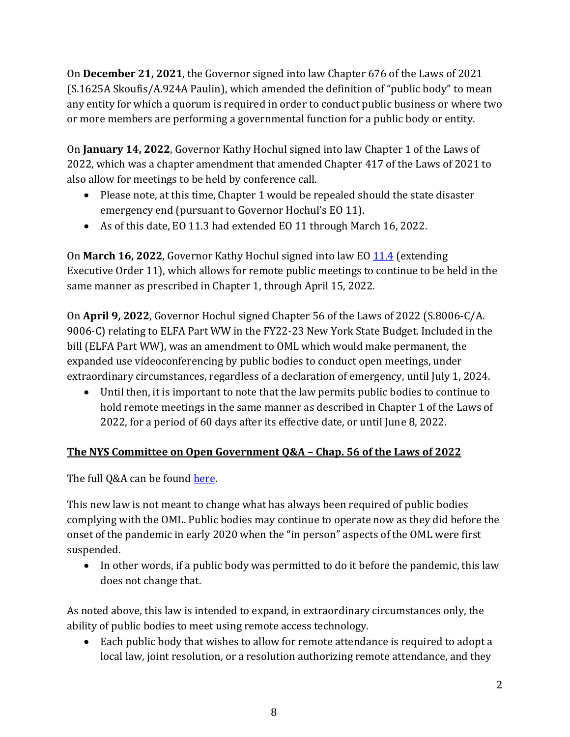On **December 21, 2021**, the Governor signed into law Chapter 676 of the Laws of 2021 (S.1625A Skoufis/A.924A Paulin), which amended the definition of "public body" to mean any entity for which a quorum is required in order to conduct public business or where two or more members are performing a governmental function for a public body or entity.

On **January 14, 2022**, Governor Kathy Hochul signed into law Chapter 1 of the Laws of 2022, which was a chapter amendment that amended Chapter 417 of the Laws of 2021 to also allow for meetings to be held by conference call.

- Please note, at this time, Chapter 1 would be repealed should the state disaster emergency end (pursuant to Governor Hochul's EO 11).
- As of this date, EO 11.3 had extended EO 11 through March 16, 2022.

On **March 16, 2022**, Governor Kathy Hochul signed into law EO [11.4](11.4) (extending Executive Order 11), which allows for remote public meetings to continue to be held in the same manner as prescribed in Chapter 1, through April 15, 2022.

On **April 9, 2022**, Governor Hochul signed Chapter 56 of the Laws of 2022 (S.8006-C/A. 9006-C) relating to ELFA Part WW in the FY22-23 New York State Budget. Included in the bill (ELFA Part WW), was an amendment to OML which would make permanent, the expanded use videoconferencing by public bodies to conduct open meetings, under extraordinary circumstances, regardless of a declaration of emergency, until July 1, 2024.

- Until then, it is important to note that the law permits public bodies to continue to hold remote meetings in the same manner as described in Chapter 1 of the Laws of 2022, for a period of 60 days after its effective date, or until June 8, 2022.

## The NYS Committee on Open Government Q&A – Chap. 56 of the Laws of 2022

The full Q&A can be found here.

This new law is not meant to change what has always been required of public bodies complying with the OML. Public bodies may continue to operate now as they did before the onset of the pandemic in early 2020 when the "in person" aspects of the OML were first suspended.

- In other words, if a public body was permitted to do it before the pandemic, this law does not change that.

As noted above, this law is intended to expand, in extraordinary circumstances only, the ability of public bodies to meet using remote access technology.

- Each public body that wishes to allow for remote attendance is required to adopt a local law, joint resolution, or a resolution authorizing remote attendance, and they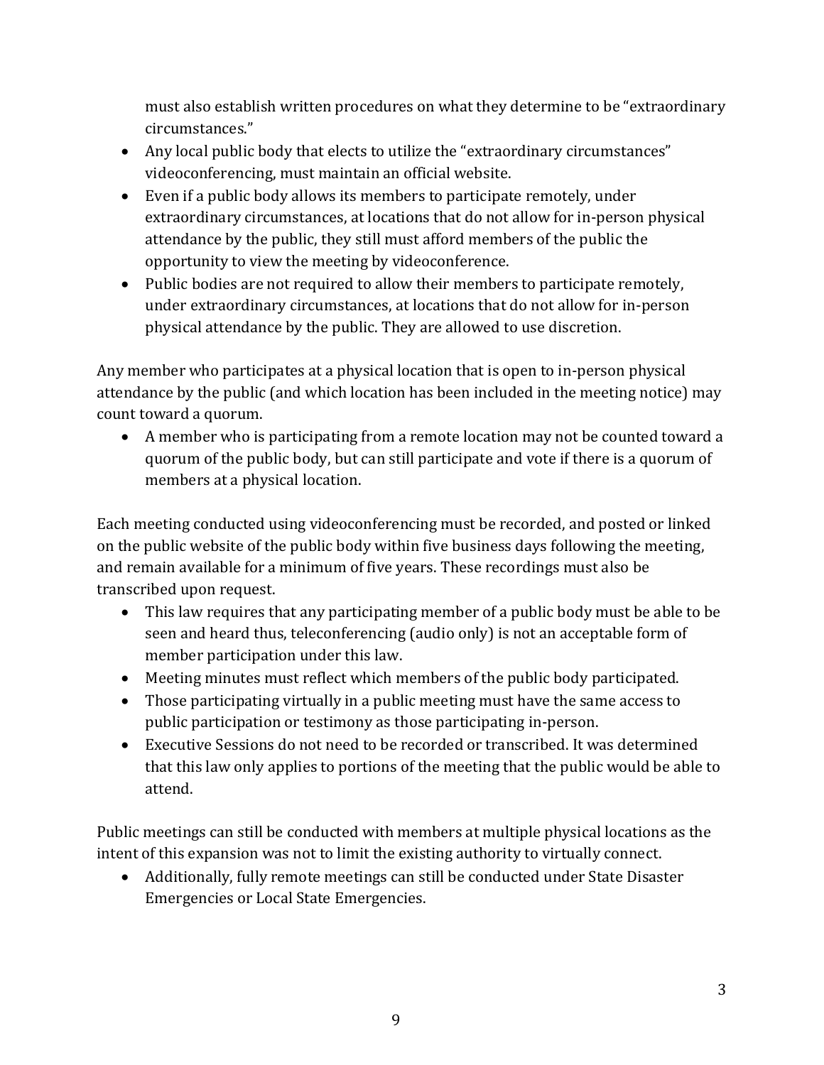must also establish written procedures on what they determine to be "extraordinary circumstances."

- Any local public body that elects to utilize the "extraordinary circumstances" videoconferencing, must maintain an official website.
- Even if a public body allows its members to participate remotely, under extraordinary circumstances, at locations that do not allow for in-person physical attendance by the public, they still must afford members of the public the opportunity to view the meeting by videoconference.
- Public bodies are not required to allow their members to participate remotely, under extraordinary circumstances, at locations that do not allow for in-person physical attendance by the public. They are allowed to use discretion.

Any member who participates at a physical location that is open to in-person physical attendance by the public (and which location has been included in the meeting notice) may count toward a quorum.

- A member who is participating from a remote location may not be counted toward a quorum of the public body, but can still participate and vote if there is a quorum of members at a physical location.

Each meeting conducted using videoconferencing must be recorded, and posted or linked on the public website of the public body within five business days following the meeting, and remain available for a minimum of five years. These recordings must also be transcribed upon request.

- This law requires that any participating member of a public body must be able to be seen and heard thus, teleconferencing (audio only) is not an acceptable form of member participation under this law.
- Meeting minutes must reflect which members of the public body participated.
- Those participating virtually in a public meeting must have the same access to public participation or testimony as those participating in-person.
- Executive Sessions do not need to be recorded or transcribed. It was determined that this law only applies to portions of the meeting that the public would be able to attend.

Public meetings can still be conducted with members at multiple physical locations as the intent of this expansion was not to limit the existing authority to virtually connect.

- Additionally, fully remote meetings can still be conducted under State Disaster Emergencies or Local State Emergencies.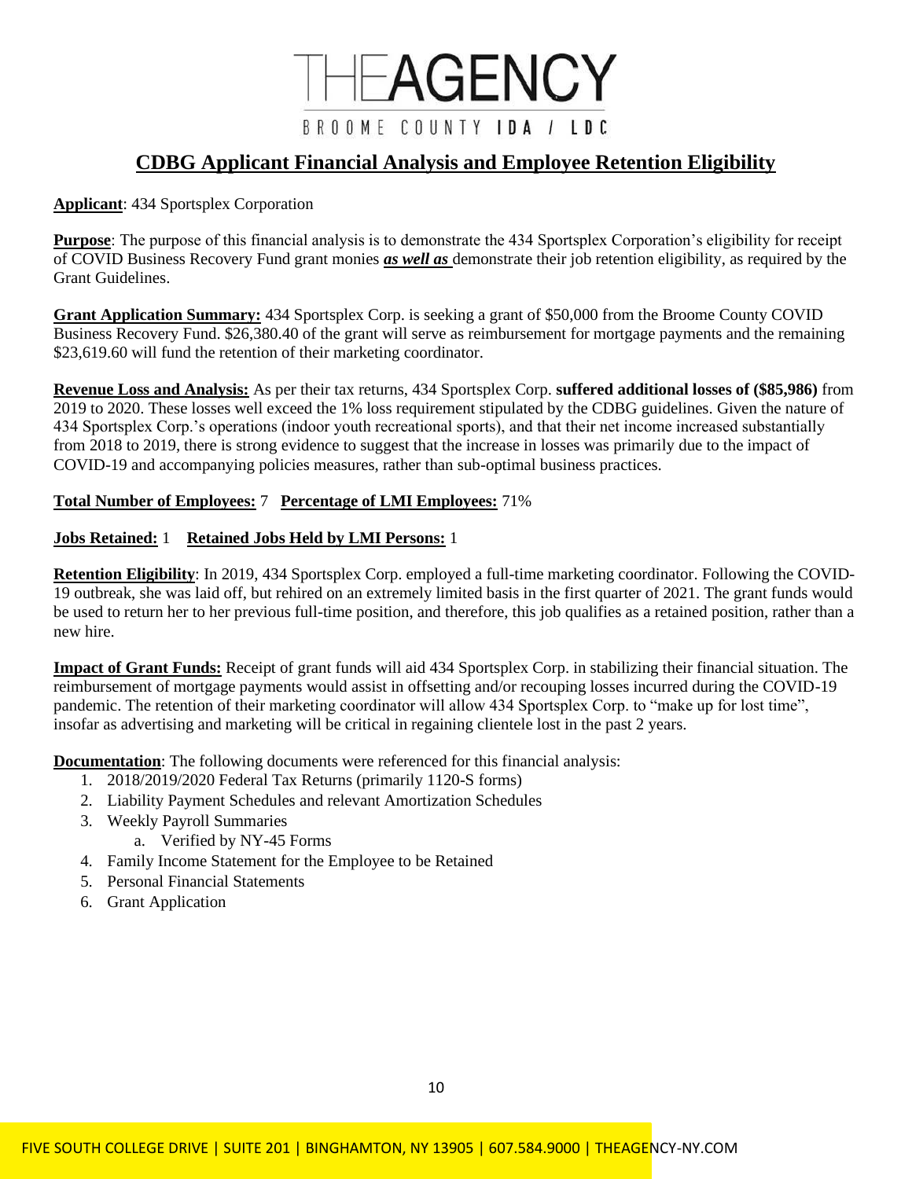THEAGENCY

BROOME COUNTY IDA / LDC

# CDBG Applicant Financial Analysis and Employee Retention Eligibility

**Applicant**: 434 Sportsplex Corporation

**Purpose**: The purpose of this financial analysis is to demonstrate the 434 Sportsplex Corporation's eligibility for receipt of COVID Business Recovery Fund grant monies ***as well as*** demonstrate their job retention eligibility, as required by the Grant Guidelines.

**Grant Application Summary:** 434 Sportsplex Corp. is seeking a grant of $50,000 from the Broome County COVID Business Recovery Fund. $26,380.40 of the grant will serve as reimbursement for mortgage payments and the remaining $23,619.60 will fund the retention of their marketing coordinator.

**Revenue Loss and Analysis:** As per their tax returns, 434 Sportsplex Corp. **suffered additional losses of ($85,986)** from 2019 to 2020. These losses well exceed the 1% loss requirement stipulated by the CDBG guidelines. Given the nature of 434 Sportsplex Corp.'s operations (indoor youth recreational sports), and that their net income increased substantially from 2018 to 2019, there is strong evidence to suggest that the increase in losses was primarily due to the impact of COVID-19 and accompanying policies measures, rather than sub-optimal business practices.

**Total Number of Employees:** 7 **Percentage of LMI Employees:** 71%

**Jobs Retained:** 1 **Retained Jobs Held by LMI Persons:** 1

**Retention Eligibility**: In 2019, 434 Sportsplex Corp. employed a full-time marketing coordinator. Following the COVID-19 outbreak, she was laid off, but rehired on an extremely limited basis in the first quarter of 2021. The grant funds would be used to return her to her previous full-time position, and therefore, this job qualifies as a retained position, rather than a new hire.

**Impact of Grant Funds:** Receipt of grant funds will aid 434 Sportsplex Corp. in stabilizing their financial situation. The reimbursement of mortgage payments would assist in offsetting and/or recouping losses incurred during the COVID-19 pandemic. The retention of their marketing coordinator will allow 434 Sportsplex Corp. to "make up for lost time", insofar as advertising and marketing will be critical in regaining clientele lost in the past 2 years.

**Documentation**: The following documents were referenced for this financial analysis:

1. 2018/2019/2020 Federal Tax Returns (primarily 1120-S forms)
2. Liability Payment Schedules and relevant Amortization Schedules
3. Weekly Payroll Summaries
   a. Verified by NY-45 Forms
4. Family Income Statement for the Employee to be Retained
5. Personal Financial Statements
6. Grant Application